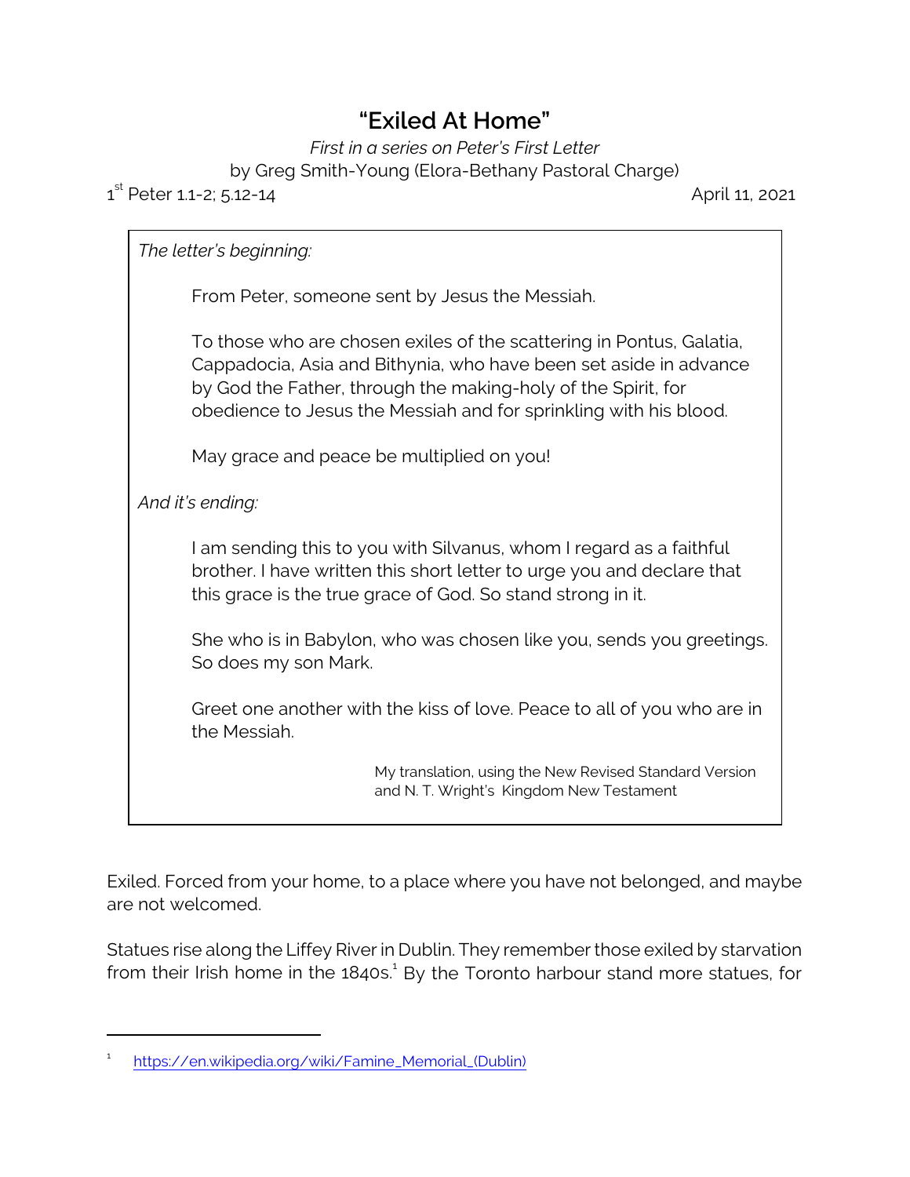# "Exiled At Home"

*First in a series on Peter's First Letter*

by Greg Smith-Young (Elora-Bethany Pastoral Charge)

1st Peter 1.1-2; 5.12-14 April 11, 2021

> *The letter's beginning:*
>
> From Peter, someone sent by Jesus the Messiah.
>
> To those who are chosen exiles of the scattering in Pontus, Galatia, Cappadocia, Asia and Bithynia, who have been set aside in advance by God the Father, through the making-holy of the Spirit, for obedience to Jesus the Messiah and for sprinkling with his blood.
>
> May grace and peace be multiplied on you!
>
> *And it's ending:*
>
> I am sending this to you with Silvanus, whom I regard as a faithful brother. I have written this short letter to urge you and declare that this grace is the true grace of God. So stand strong in it.
>
> She who is in Babylon, who was chosen like you, sends you greetings. So does my son Mark.
>
> Greet one another with the kiss of love. Peace to all of you who are in the Messiah.
>
> My translation, using the New Revised Standard Version and N. T. Wright's Kingdom New Testament

Exiled. Forced from your home, to a place where you have not belonged, and maybe are not welcomed.

Statues rise along the Liffey River in Dublin. They remember those exiled by starvation from their Irish home in the 1840s.[1] By the Toronto harbour stand more statues, for

---

1 https://en.wikipedia.org/wiki/Famine_Memorial_(Dublin)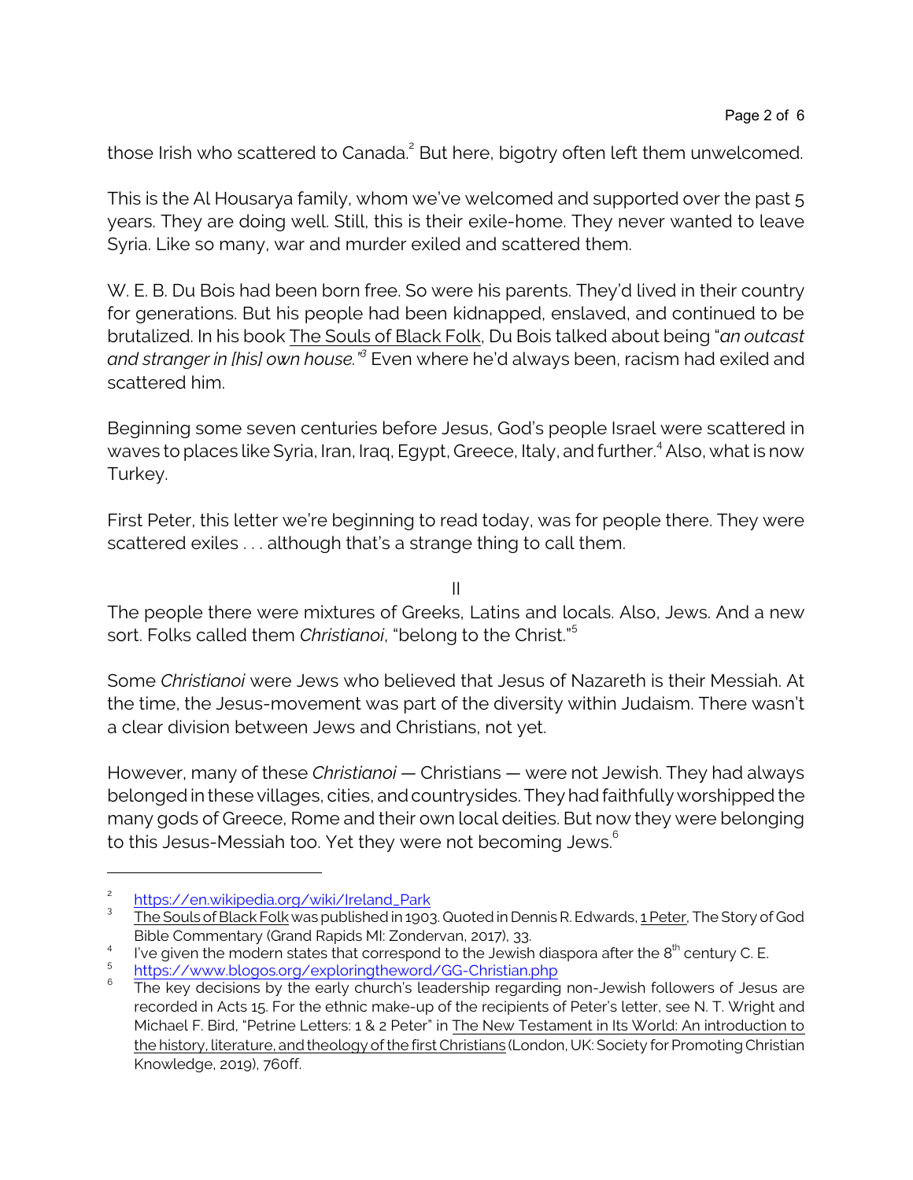those Irish who scattered to Canada.[2] But here, bigotry often left them unwelcomed.

This is the Al Housarya family, whom we've welcomed and supported over the past 5 years. They are doing well. Still, this is their exile-home. They never wanted to leave Syria. Like so many, war and murder exiled and scattered them.

W. E. B. Du Bois had been born free. So were his parents. They'd lived in their country for generations. But his people had been kidnapped, enslaved, and continued to be brutalized. In his book The Souls of Black Folk, Du Bois talked about being "*an outcast and stranger in [his] own house.*"[3] Even where he'd always been, racism had exiled and scattered him.

Beginning some seven centuries before Jesus, God's people Israel were scattered in waves to places like Syria, Iran, Iraq, Egypt, Greece, Italy, and further.[4] Also, what is now Turkey.

First Peter, this letter we're beginning to read today, was for people there. They were scattered exiles . . . although that's a strange thing to call them.

## II

The people there were mixtures of Greeks, Latins and locals. Also, Jews. And a new sort. Folks called them *Christianoi*, "belong to the Christ."[5]

Some *Christianoi* were Jews who believed that Jesus of Nazareth is their Messiah. At the time, the Jesus-movement was part of the diversity within Judaism. There wasn't a clear division between Jews and Christians, not yet.

However, many of these *Christianoi* — Christians — were not Jewish. They had always belonged in these villages, cities, and countrysides. They had faithfully worshipped the many gods of Greece, Rome and their own local deities. But now they were belonging to this Jesus-Messiah too. Yet they were not becoming Jews.[6]

---

[2] https://en.wikipedia.org/wiki/Ireland_Park

[3] The Souls of Black Folk was published in 1903. Quoted in Dennis R. Edwards, 1 Peter, The Story of God Bible Commentary (Grand Rapids MI: Zondervan, 2017), 33.

[4] I've given the modern states that correspond to the Jewish diaspora after the 8th century C. E.

[5] https://www.blogos.org/exploringtheword/GG-Christian.php

[6] The key decisions by the early church's leadership regarding non-Jewish followers of Jesus are recorded in Acts 15. For the ethnic make-up of the recipients of Peter's letter, see N. T. Wright and Michael F. Bird, "Petrine Letters: 1 & 2 Peter" in The New Testament in Its World: An introduction to the history, literature, and theology of the first Christians (London, UK: Society for Promoting Christian Knowledge, 2019), 760ff.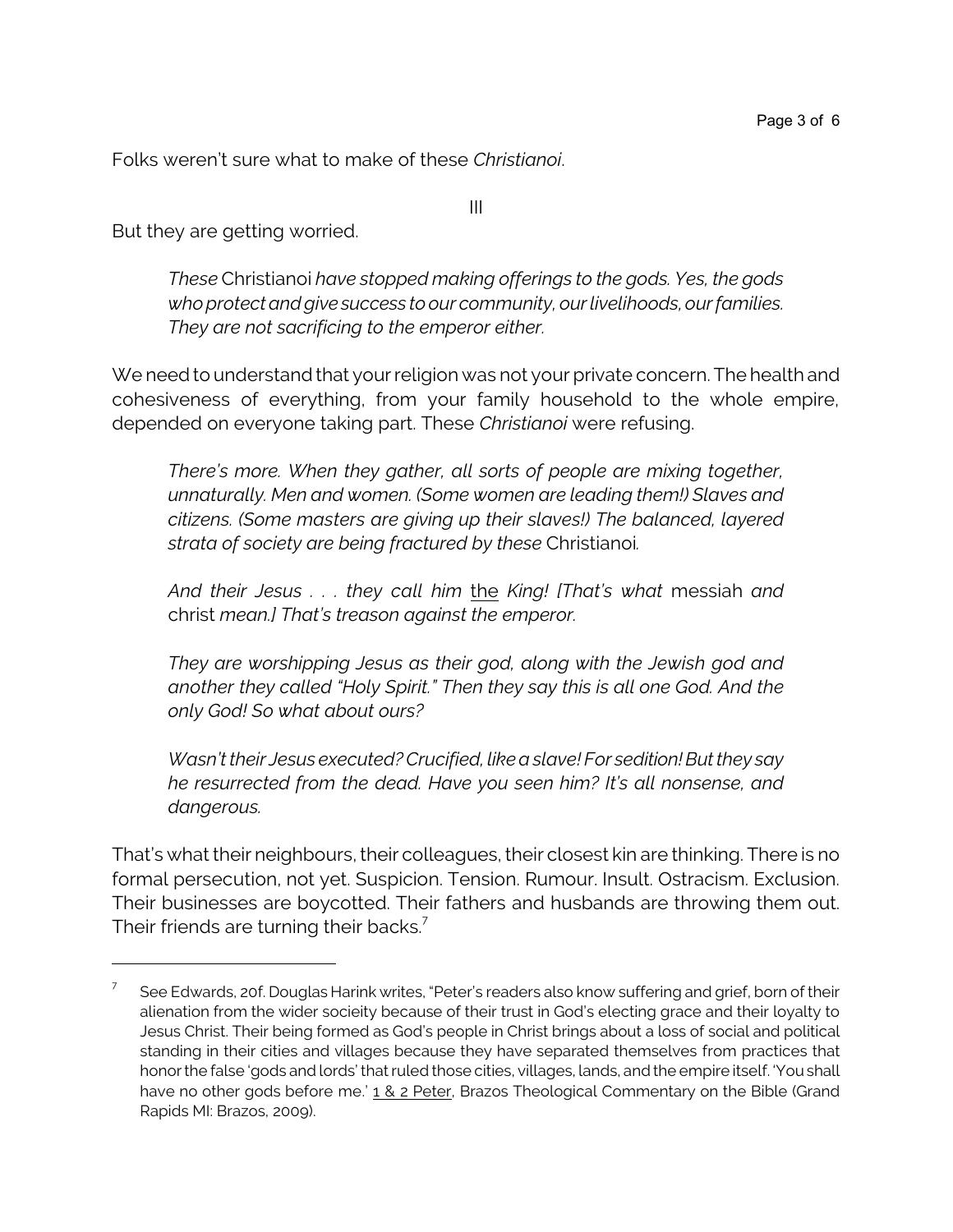Folks weren't sure what to make of these *Christianoi*.

III

But they are getting worried.

> *These* Christianoi *have stopped making offerings to the gods. Yes, the gods who protect and give success to our community, our livelihoods, our families. They are not sacrificing to the emperor either.*

We need to understand that your religion was not your private concern. The health and cohesiveness of everything, from your family household to the whole empire, depended on everyone taking part. These *Christianoi* were refusing.

> *There's more. When they gather, all sorts of people are mixing together, unnaturally. Men and women. (Some women are leading them!) Slaves and citizens. (Some masters are giving up their slaves!) The balanced, layered strata of society are being fractured by these* Christianoi*.*
>
> *And their Jesus . . . they call him* <u>the</u> *King! [That's what* messiah *and* christ *mean.] That's treason against the emperor.*
>
> *They are worshipping Jesus as their god, along with the Jewish god and another they called "Holy Spirit." Then they say this is all one God. And the only God! So what about ours?*
>
> *Wasn't their Jesus executed? Crucified, like a slave! For sedition! But they say he resurrected from the dead. Have you seen him? It's all nonsense, and dangerous.*

That's what their neighbours, their colleagues, their closest kin are thinking. There is no formal persecution, not yet. Suspicion. Tension. Rumour. Insult. Ostracism. Exclusion. Their businesses are boycotted. Their fathers and husbands are throwing them out. Their friends are turning their backs.[7]

---

[7] See Edwards, 20f. Douglas Harink writes, "Peter's readers also know suffering and grief, born of their alienation from the wider socieity because of their trust in God's electing grace and their loyalty to Jesus Christ. Their being formed as God's people in Christ brings about a loss of social and political standing in their cities and villages because they have separated themselves from practices that honor the false 'gods and lords' that ruled those cities, villages, lands, and the empire itself. 'You shall have no other gods before me.' <u>1 & 2 Peter</u>, Brazos Theological Commentary on the Bible (Grand Rapids MI: Brazos, 2009).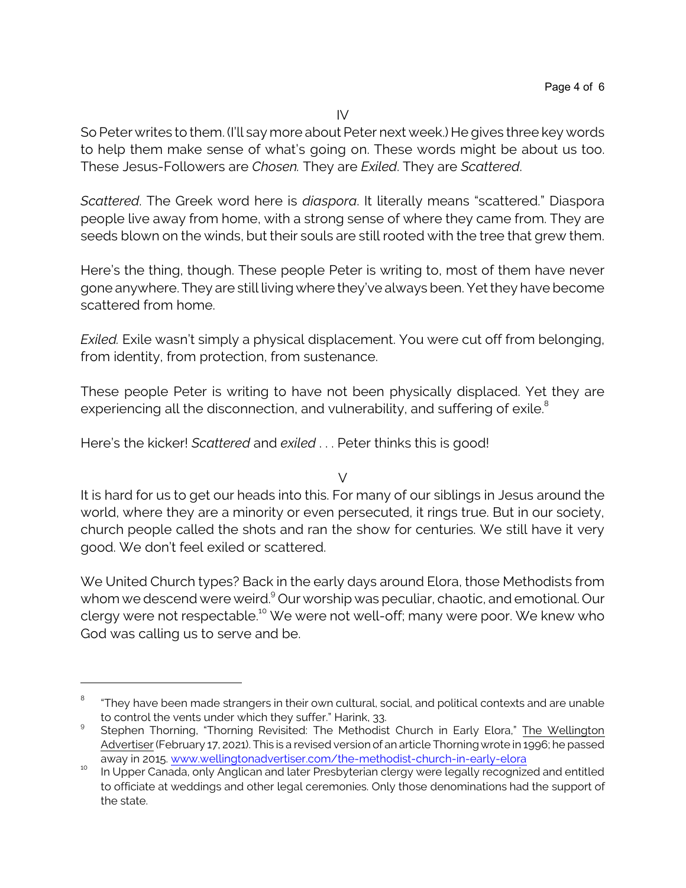IV

So Peter writes to them. (I'll say more about Peter next week.) He gives three key words to help them make sense of what's going on. These words might be about us too. These Jesus-Followers are *Chosen.* They are *Exiled*. They are *Scattered*.

*Scattered*. The Greek word here is *diaspora*. It literally means "scattered." Diaspora people live away from home, with a strong sense of where they came from. They are seeds blown on the winds, but their souls are still rooted with the tree that grew them.

Here's the thing, though. These people Peter is writing to, most of them have never gone anywhere. They are still living where they've always been. Yet they have become scattered from home.

*Exiled.* Exile wasn't simply a physical displacement. You were cut off from belonging, from identity, from protection, from sustenance.

These people Peter is writing to have not been physically displaced. Yet they are experiencing all the disconnection, and vulnerability, and suffering of exile.[8]

Here's the kicker! *Scattered* and *exiled* . . . Peter thinks this is good!

V

It is hard for us to get our heads into this. For many of our siblings in Jesus around the world, where they are a minority or even persecuted, it rings true. But in our society, church people called the shots and ran the show for centuries. We still have it very good. We don't feel exiled or scattered.

We United Church types? Back in the early days around Elora, those Methodists from whom we descend were weird.[9] Our worship was peculiar, chaotic, and emotional. Our clergy were not respectable.[10] We were not well-off; many were poor. We knew who God was calling us to serve and be.

---

[8] "They have been made strangers in their own cultural, social, and political contexts and are unable to control the vents under which they suffer." Harink, 33.

[9] Stephen Thorning, "Thorning Revisited: The Methodist Church in Early Elora," The Wellington Advertiser (February 17, 2021). This is a revised version of an article Thorning wrote in 1996; he passed away in 2015. www.wellingtonadvertiser.com/the-methodist-church-in-early-elora

[10] In Upper Canada, only Anglican and later Presbyterian clergy were legally recognized and entitled to officiate at weddings and other legal ceremonies. Only those denominations had the support of the state.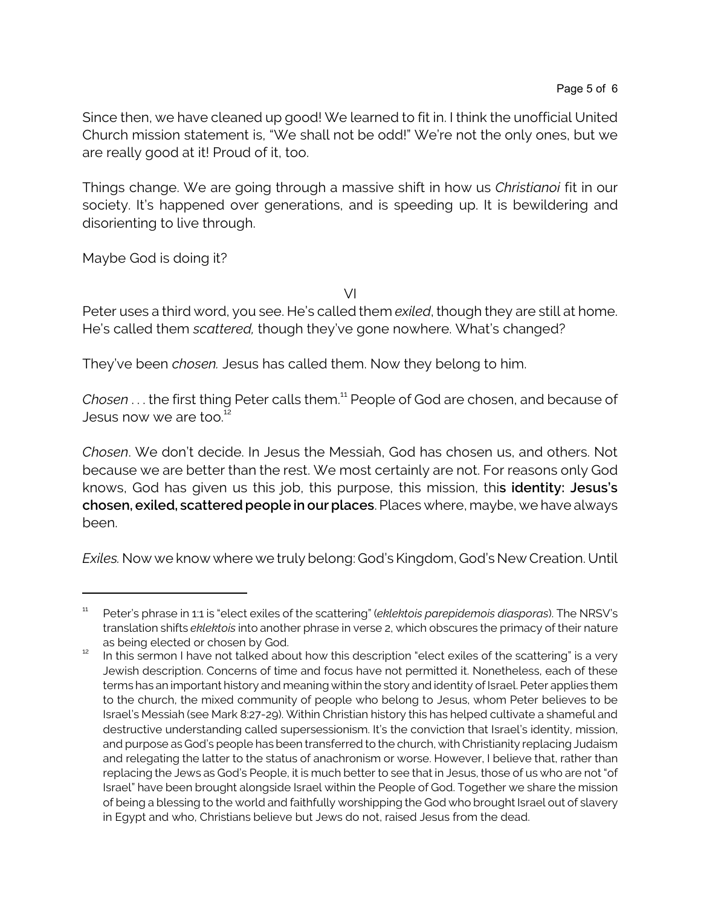Since then, we have cleaned up good! We learned to fit in. I think the unofficial United Church mission statement is, "We shall not be odd!" We're not the only ones, but we are really good at it! Proud of it, too.

Things change. We are going through a massive shift in how us *Christianoi* fit in our society. It's happened over generations, and is speeding up. It is bewildering and disorienting to live through.

Maybe God is doing it?

VI

Peter uses a third word, you see. He's called them *exiled*, though they are still at home. He's called them *scattered,* though they've gone nowhere. What's changed?

They've been *chosen.* Jesus has called them. Now they belong to him.

*Chosen* . . . the first thing Peter calls them.[11] People of God are chosen, and because of Jesus now we are too.[12]

*Chosen*. We don't decide. In Jesus the Messiah, God has chosen us, and others. Not because we are better than the rest. We most certainly are not. For reasons only God knows, God has given us this job, this purpose, this mission, thi**s identity: Jesus's chosen, exiled, scattered people in our places**. Places where, maybe, we have always been.

*Exiles.* Now we know where we truly belong: God's Kingdom, God's New Creation. Until

---

[11] Peter's phrase in 1:1 is "elect exiles of the scattering" (*eklektois parepidemois diasporas*). The NRSV's translation shifts *eklektois* into another phrase in verse 2, which obscures the primacy of their nature as being elected or chosen by God.

[12] In this sermon I have not talked about how this description "elect exiles of the scattering" is a very Jewish description. Concerns of time and focus have not permitted it. Nonetheless, each of these terms has an important history and meaning within the story and identity of Israel. Peter applies them to the church, the mixed community of people who belong to Jesus, whom Peter believes to be Israel's Messiah (see Mark 8:27-29). Within Christian history this has helped cultivate a shameful and destructive understanding called supersessionism. It's the conviction that Israel's identity, mission, and purpose as God's people has been transferred to the church, with Christianity replacing Judaism and relegating the latter to the status of anachronism or worse. However, I believe that, rather than replacing the Jews as God's People, it is much better to see that in Jesus, those of us who are not "of Israel" have been brought alongside Israel within the People of God. Together we share the mission of being a blessing to the world and faithfully worshipping the God who brought Israel out of slavery in Egypt and who, Christians believe but Jews do not, raised Jesus from the dead.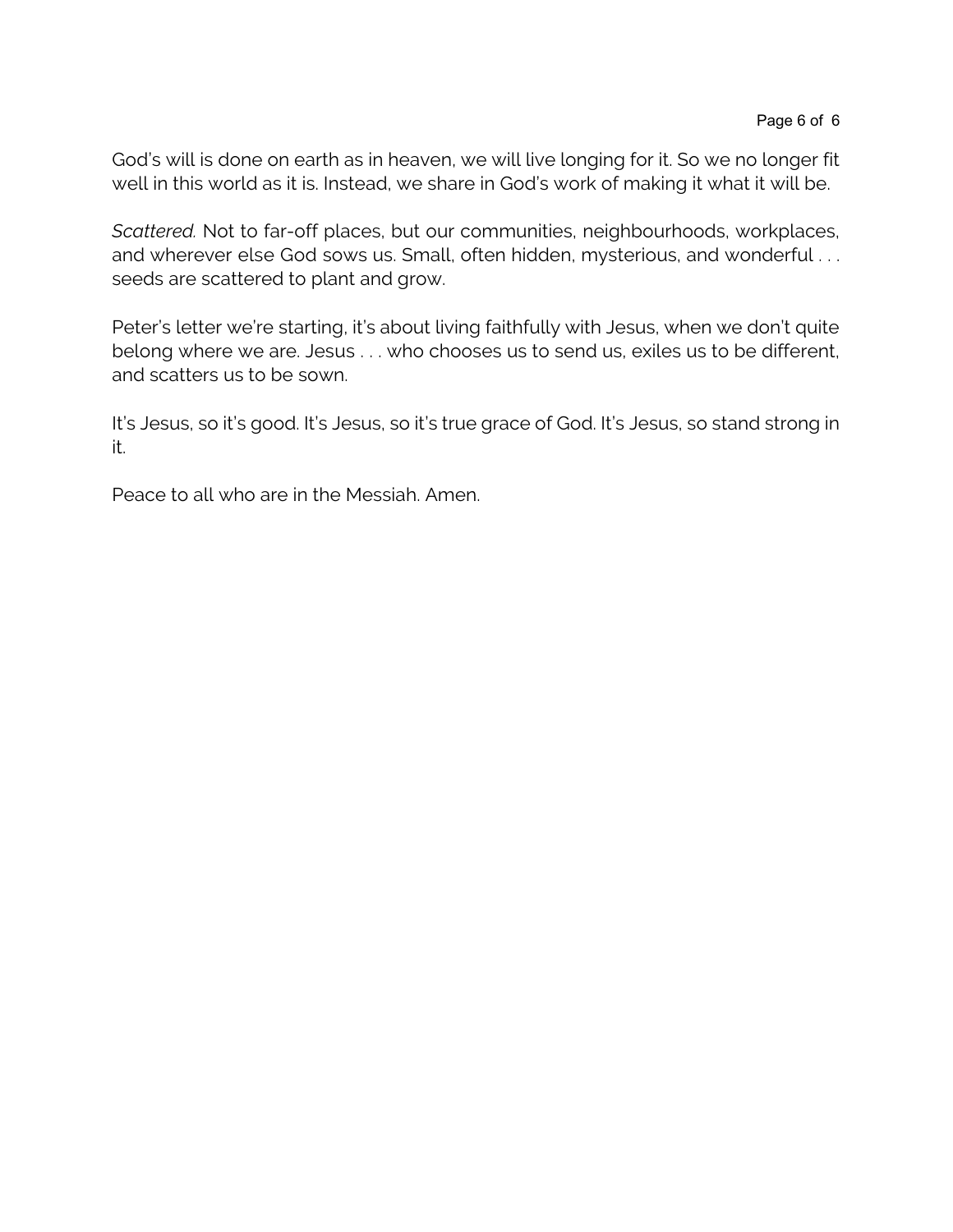God's will is done on earth as in heaven, we will live longing for it. So we no longer fit well in this world as it is. Instead, we share in God's work of making it what it will be.

*Scattered.* Not to far-off places, but our communities, neighbourhoods, workplaces, and wherever else God sows us. Small, often hidden, mysterious, and wonderful . . . seeds are scattered to plant and grow.

Peter's letter we're starting, it's about living faithfully with Jesus, when we don't quite belong where we are. Jesus . . . who chooses us to send us, exiles us to be different, and scatters us to be sown.

It's Jesus, so it's good. It's Jesus, so it's true grace of God. It's Jesus, so stand strong in it.

Peace to all who are in the Messiah. Amen.